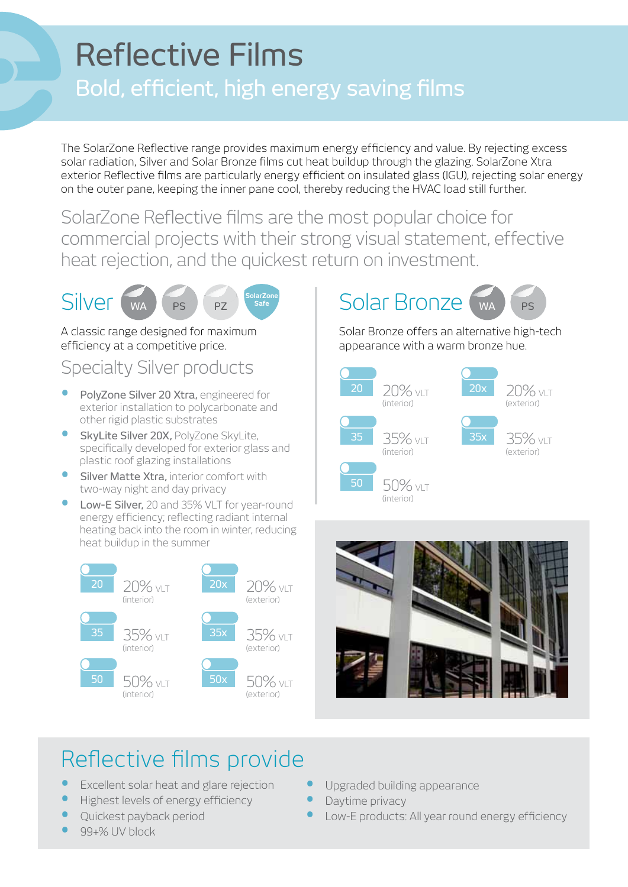# Reflective Films

## Bold, efficient, high energy saving films

The SolarZone Reflective range provides maximum energy efficiency and value. By rejecting excess solar radiation, Silver and Solar Bronze films cut heat buildup through the glazing. SolarZone Xtra exterior Reflective films are particularly energy efficient on insulated glass (IGU), rejecting solar energy on the outer pane, keeping the inner pane cool, thereby reducing the HVAC load still further.

SolarZone Reflective films are the most popular choice for commercial projects with their strong visual statement, effective heat rejection, and the quickest return on investment.

## Silver

WA PS PZ SolarZone Safe

A classic range designed for maximum efficiency at a competitive price.

### Specialty Silver products

- **PolyZone Silver 20 Xtra,** engineered for exterior installation to polycarbonate and other rigid plastic substrates
- **SkyLite Silver 20X,** PolyZone SkyLite, specifically developed for exterior glass and plastic roof glazing installations
- **Silver Matte Xtra,** interior comfort with two-way night and day privacy
- **Low-E Silver,** 20 and 35% VLT for year-round energy efficiency; reflecting radiant internal heating back into the room in winter, reducing heat buildup in the summer

| | | | |
|---|---|---|---|
| 20 | 20% VLT (interior) | 20x | 20% VLT (exterior) |
| 35 | 35% VLT (interior) | 35x | 35% VLT (exterior) |
| 50 | 50% VLT (interior) | 50x | 50% VLT (exterior) |

## Solar Bronze

WA PS

Solar Bronze offers an alternative high-tech appearance with a warm bronze hue.

| | | | |
|---|---|---|---|
| 20 | 20% VLT (interior) | 20x | 20% VLT (exterior) |
| 35 | 35% VLT (interior) | 35x | 35% VLT (exterior) |
| 50 | 50% VLT (interior) | | |

## Reflective films provide

- Excellent solar heat and glare rejection
- Highest levels of energy efficiency
- Quickest payback period
- 99+% UV block
- Upgraded building appearance
- Daytime privacy
- Low-E products: All year round energy efficiency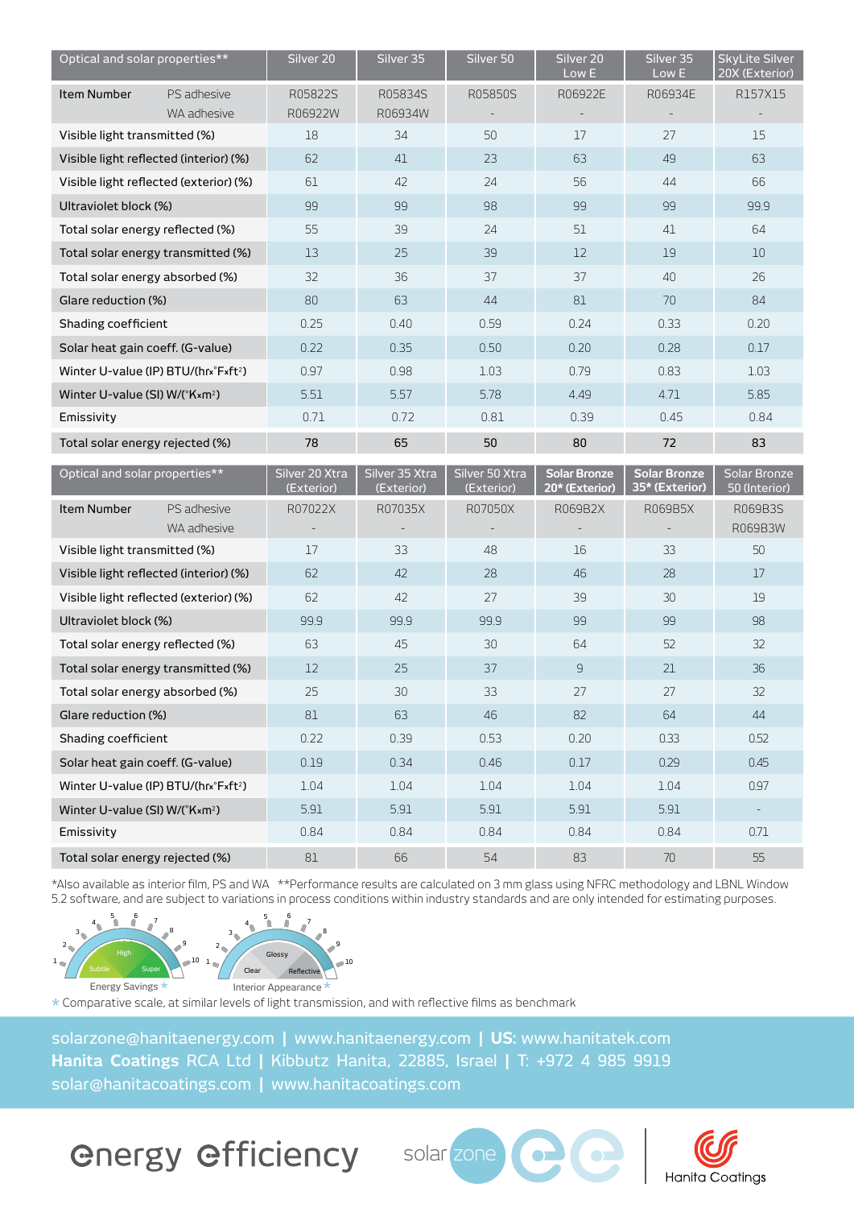| Optical and solar properties** | | Silver 20 | Silver 35 | Silver 50 | Silver 20 Low E | Silver 35 Low E | SkyLite Silver 20X (Exterior) |
|---|---|---|---|---|---|---|---|
| Item Number | PS adhesive | R05822S | R05834S | R05850S | R06922E | R06934E | R157X15 |
| | WA adhesive | R06922W | R06934W | - | - | - | - |
| Visible light transmitted (%) | | 18 | 34 | 50 | 17 | 27 | 15 |
| Visible light reflected (interior) (%) | | 62 | 41 | 23 | 63 | 49 | 63 |
| Visible light reflected (exterior) (%) | | 61 | 42 | 24 | 56 | 44 | 66 |
| Ultraviolet block (%) | | 99 | 99 | 98 | 99 | 99 | 99.9 |
| Total solar energy reflected (%) | | 55 | 39 | 24 | 51 | 41 | 64 |
| Total solar energy transmitted (%) | | 13 | 25 | 39 | 12 | 19 | 10 |
| Total solar energy absorbed (%) | | 32 | 36 | 37 | 37 | 40 | 26 |
| Glare reduction (%) | | 80 | 63 | 44 | 81 | 70 | 84 |
| Shading coefficient | | 0.25 | 0.40 | 0.59 | 0.24 | 0.33 | 0.20 |
| Solar heat gain coeff. (G-value) | | 0.22 | 0.35 | 0.50 | 0.20 | 0.28 | 0.17 |
| Winter U-value (IP) BTU/(hrx°Fxft²) | | 0.97 | 0.98 | 1.03 | 0.79 | 0.83 | 1.03 |
| Winter U-value (SI) W/(°Kxm²) | | 5.51 | 5.57 | 5.78 | 4.49 | 4.71 | 5.85 |
| Emissivity | | 0.71 | 0.72 | 0.81 | 0.39 | 0.45 | 0.84 |
| **Total solar energy rejected (%)** | | **78** | **65** | **50** | **80** | **72** | **83** |

| Optical and solar properties** | | Silver 20 Xtra (Exterior) | Silver 35 Xtra (Exterior) | Silver 50 Xtra (Exterior) | **Solar Bronze 20* (Exterior)** | **Solar Bronze 35* (Exterior)** | Solar Bronze 50 (Interior) |
|---|---|---|---|---|---|---|---|
| Item Number | PS adhesive | R07022X | R07035X | R07050X | R069B2X | R069B5X | R069B3S |
| | WA adhesive | - | - | - | - | - | R069B3W |
| Visible light transmitted (%) | | 17 | 33 | 48 | 16 | 33 | 50 |
| Visible light reflected (interior) (%) | | 62 | 42 | 28 | 46 | 28 | 17 |
| Visible light reflected (exterior) (%) | | 62 | 42 | 27 | 39 | 30 | 19 |
| Ultraviolet block (%) | | 99.9 | 99.9 | 99.9 | 99 | 99 | 98 |
| Total solar energy reflected (%) | | 63 | 45 | 30 | 64 | 52 | 32 |
| Total solar energy transmitted (%) | | 12 | 25 | 37 | 9 | 21 | 36 |
| Total solar energy absorbed (%) | | 25 | 30 | 33 | 27 | 27 | 32 |
| Glare reduction (%) | | 81 | 63 | 46 | 82 | 64 | 44 |
| Shading coefficient | | 0.22 | 0.39 | 0.53 | 0.20 | 0.33 | 0.52 |
| Solar heat gain coeff. (G-value) | | 0.19 | 0.34 | 0.46 | 0.17 | 0.29 | 0.45 |
| Winter U-value (IP) BTU/(hrx°Fxft²) | | 1.04 | 1.04 | 1.04 | 1.04 | 1.04 | 0.97 |
| Winter U-value (SI) W/(°Kxm²) | | 5.91 | 5.91 | 5.91 | 5.91 | 5.91 | - |
| Emissivity | | 0.84 | 0.84 | 0.84 | 0.84 | 0.84 | 0.71 |
| Total solar energy rejected (%) | | 81 | 66 | 54 | 83 | 70 | 55 |

*Also available as interior film, PS and WA **Performance results are calculated on 3 mm glass using NFRC methodology and LBNL Window 5.2 software, and are subject to variations in process conditions within industry standards and are only intended for estimating purposes.

1 2 3 4 5 6 7 8 9 10
Subtle High Super
Energy Savings *

1 2 3 4 5 6 7 8 9 10
Clear Glossy Reflective
Interior Appearance *

* Comparative scale, at similar levels of light transmission, and with reflective films as benchmark

solarzone@hanitaenergy.com | www.hanitaenergy.com | **US:** www.hanitatek.com
**Hanita Coatings** RCA Ltd | Kibbutz Hanita, 22885, Israel | T: +972 4 985 9919
solar@hanitacoatings.com | www.hanitacoatings.com

energy efficiency solar zone Hanita Coatings